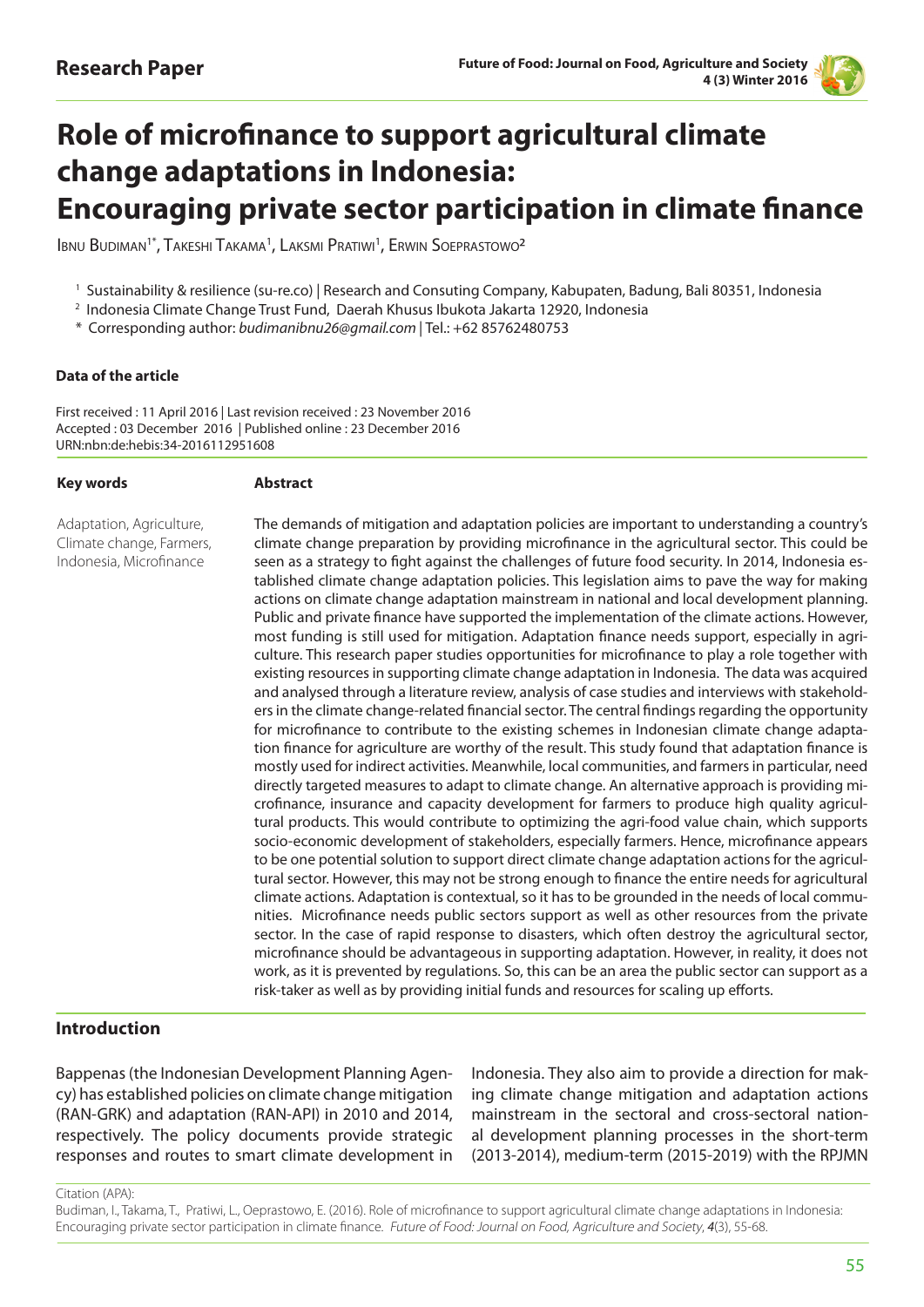Research Paper

# Role of microfinance to support agricultural climate change adaptations in Indonesia: Encouraging private sector participation in climate finance

Ibnu Budiman[1*], Takeshi Takama[1], Laksmi Pratiwi[1], Erwin Soeprastowo[2]

[1] Sustainability & resilience (su-re.co) | Research and Consuting Company, Kabupaten, Badung, Bali 80351, Indonesia

[2] Indonesia Climate Change Trust Fund, Daerah Khusus Ibukota Jakarta 12920, Indonesia

\* Corresponding author: *budimanibnu26@gmail.com* | Tel.: +62 85762480753

**Data of the article**

First received : 11 April 2016 | Last revision received : 23 November 2016
Accepted : 03 December 2016 | Published online : 23 December 2016
URN:nbn:de:hebis:34-2016112951608

**Key words**

Adaptation, Agriculture, Climate change, Farmers, Indonesia, Microfinance

**Abstract**

The demands of mitigation and adaptation policies are important to understanding a country's climate change preparation by providing microfinance in the agricultural sector. This could be seen as a strategy to fight against the challenges of future food security. In 2014, Indonesia established climate change adaptation policies. This legislation aims to pave the way for making actions on climate change adaptation mainstream in national and local development planning. Public and private finance have supported the implementation of the climate actions. However, most funding is still used for mitigation. Adaptation finance needs support, especially in agriculture. This research paper studies opportunities for microfinance to play a role together with existing resources in supporting climate change adaptation in Indonesia. The data was acquired and analysed through a literature review, analysis of case studies and interviews with stakeholders in the climate change-related financial sector. The central findings regarding the opportunity for microfinance to contribute to the existing schemes in Indonesian climate change adaptation finance for agriculture are worthy of the result. This study found that adaptation finance is mostly used for indirect activities. Meanwhile, local communities, and farmers in particular, need directly targeted measures to adapt to climate change. An alternative approach is providing microfinance, insurance and capacity development for farmers to produce high quality agricultural products. This would contribute to optimizing the agri-food value chain, which supports socio-economic development of stakeholders, especially farmers. Hence, microfinance appears to be one potential solution to support direct climate change adaptation actions for the agricultural sector. However, this may not be strong enough to finance the entire needs for agricultural climate actions. Adaptation is contextual, so it has to be grounded in the needs of local communities. Microfinance needs public sectors support as well as other resources from the private sector. In the case of rapid response to disasters, which often destroy the agricultural sector, microfinance should be advantageous in supporting adaptation. However, in reality, it does not work, as it is prevented by regulations. So, this can be an area the public sector can support as a risk-taker as well as by providing initial funds and resources for scaling up efforts.

## Introduction

Bappenas (the Indonesian Development Planning Agency) has established policies on climate change mitigation (RAN-GRK) and adaptation (RAN-API) in 2010 and 2014, respectively. The policy documents provide strategic responses and routes to smart climate development in Indonesia. They also aim to provide a direction for making climate change mitigation and adaptation actions mainstream in the sectoral and cross-sectoral national development planning processes in the short-term (2013-2014), medium-term (2015-2019) with the RPJMN

Citation (APA):
Budiman, I., Takama, T., Pratiwi, L., Oeprastowo, E. (2016). Role of microfinance to support agricultural climate change adaptations in Indonesia: Encouraging private sector participation in climate finance. *Future of Food: Journal on Food, Agriculture and Society*, ***4***(3), 55-68.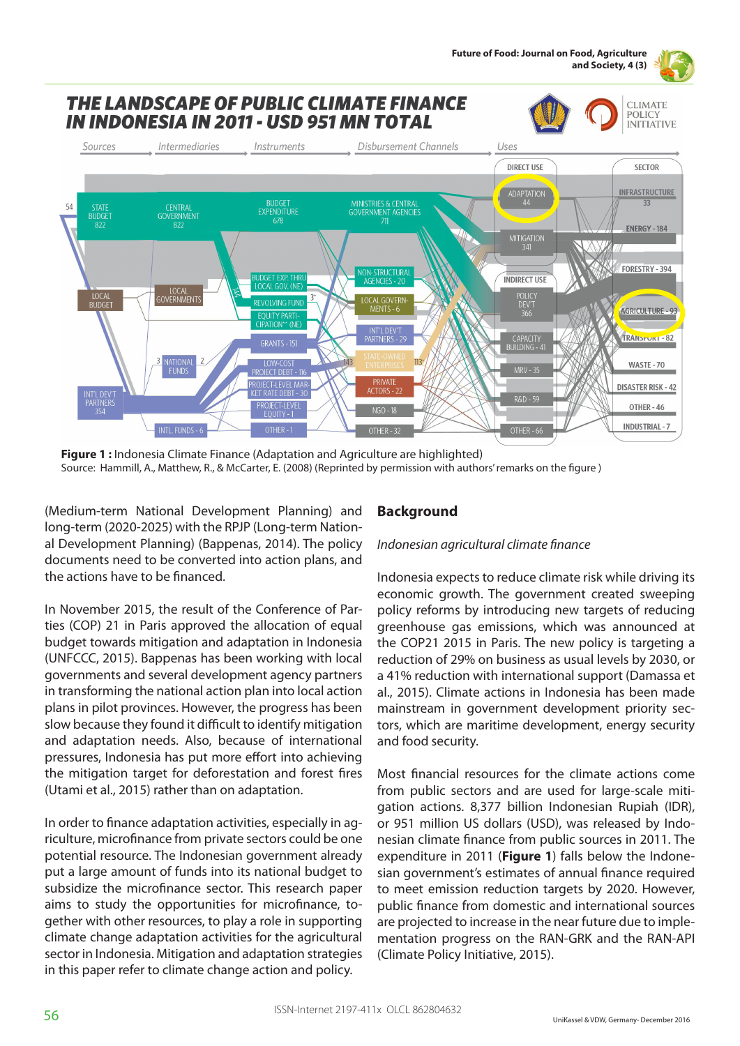**Figure 1 :** Indonesia Climate Finance (Adaptation and Agriculture are highlighted)
Source: Hammill, A., Matthew, R., & McCarter, E. (2008) (Reprinted by permission with authors' remarks on the figure )

(Medium-term National Development Planning) and long-term (2020-2025) with the RPJP (Long-term National Development Planning) (Bappenas, 2014). The policy documents need to be converted into action plans, and the actions have to be financed.

In November 2015, the result of the Conference of Parties (COP) 21 in Paris approved the allocation of equal budget towards mitigation and adaptation in Indonesia (UNFCCC, 2015). Bappenas has been working with local governments and several development agency partners in transforming the national action plan into local action plans in pilot provinces. However, the progress has been slow because they found it difficult to identify mitigation and adaptation needs. Also, because of international pressures, Indonesia has put more effort into achieving the mitigation target for deforestation and forest fires (Utami et al., 2015) rather than on adaptation.

In order to finance adaptation activities, especially in agriculture, microfinance from private sectors could be one potential resource. The Indonesian government already put a large amount of funds into its national budget to subsidize the microfinance sector. This research paper aims to study the opportunities for microfinance, together with other resources, to play a role in supporting climate change adaptation activities for the agricultural sector in Indonesia. Mitigation and adaptation strategies in this paper refer to climate change action and policy.

## Background

*Indonesian agricultural climate finance*

Indonesia expects to reduce climate risk while driving its economic growth. The government created sweeping policy reforms by introducing new targets of reducing greenhouse gas emissions, which was announced at the COP21 2015 in Paris. The new policy is targeting a reduction of 29% on business as usual levels by 2030, or a 41% reduction with international support (Damassa et al., 2015). Climate actions in Indonesia has been made mainstream in government development priority sectors, which are maritime development, energy security and food security.

Most financial resources for the climate actions come from public sectors and are used for large-scale mitigation actions. 8,377 billion Indonesian Rupiah (IDR), or 951 million US dollars (USD), was released by Indonesian climate finance from public sources in 2011. The expenditure in 2011 (**Figure 1**) falls below the Indonesian government's estimates of annual finance required to meet emission reduction targets by 2020. However, public finance from domestic and international sources are projected to increase in the near future due to implementation progress on the RAN-GRK and the RAN-API (Climate Policy Initiative, 2015).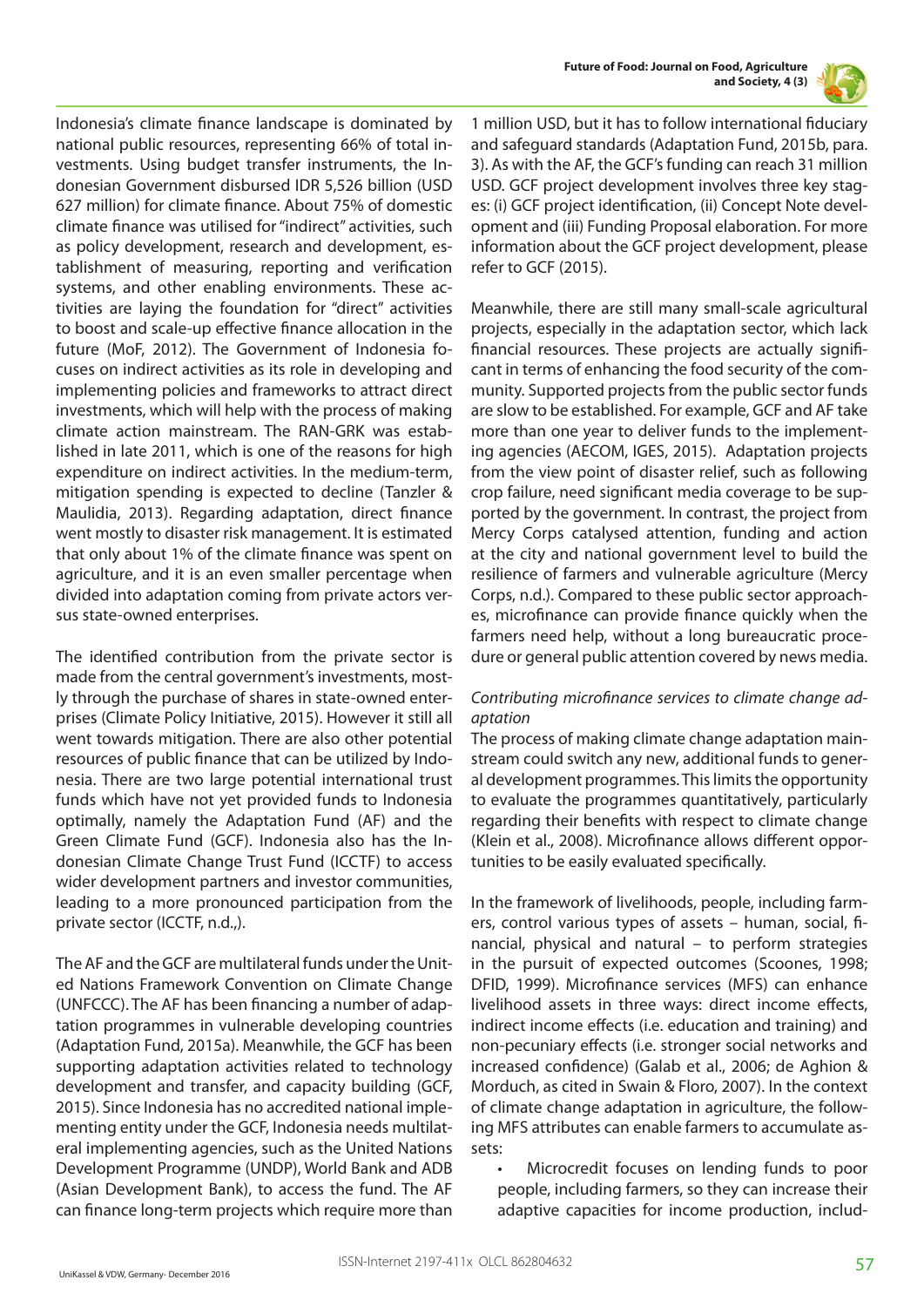Indonesia's climate finance landscape is dominated by national public resources, representing 66% of total investments. Using budget transfer instruments, the Indonesian Government disbursed IDR 5,526 billion (USD 627 million) for climate finance. About 75% of domestic climate finance was utilised for "indirect" activities, such as policy development, research and development, establishment of measuring, reporting and verification systems, and other enabling environments. These activities are laying the foundation for "direct" activities to boost and scale-up effective finance allocation in the future (MoF, 2012). The Government of Indonesia focuses on indirect activities as its role in developing and implementing policies and frameworks to attract direct investments, which will help with the process of making climate action mainstream. The RAN-GRK was established in late 2011, which is one of the reasons for high expenditure on indirect activities. In the medium-term, mitigation spending is expected to decline (Tanzler & Maulidia, 2013). Regarding adaptation, direct finance went mostly to disaster risk management. It is estimated that only about 1% of the climate finance was spent on agriculture, and it is an even smaller percentage when divided into adaptation coming from private actors versus state-owned enterprises.

The identified contribution from the private sector is made from the central government's investments, mostly through the purchase of shares in state-owned enterprises (Climate Policy Initiative, 2015). However it still all went towards mitigation. There are also other potential resources of public finance that can be utilized by Indonesia. There are two large potential international trust funds which have not yet provided funds to Indonesia optimally, namely the Adaptation Fund (AF) and the Green Climate Fund (GCF). Indonesia also has the Indonesian Climate Change Trust Fund (ICCTF) to access wider development partners and investor communities, leading to a more pronounced participation from the private sector (ICCTF, n.d.,).

The AF and the GCF are multilateral funds under the United Nations Framework Convention on Climate Change (UNFCCC). The AF has been financing a number of adaptation programmes in vulnerable developing countries (Adaptation Fund, 2015a). Meanwhile, the GCF has been supporting adaptation activities related to technology development and transfer, and capacity building (GCF, 2015). Since Indonesia has no accredited national implementing entity under the GCF, Indonesia needs multilateral implementing agencies, such as the United Nations Development Programme (UNDP), World Bank and ADB (Asian Development Bank), to access the fund. The AF can finance long-term projects which require more than 1 million USD, but it has to follow international fiduciary and safeguard standards (Adaptation Fund, 2015b, para. 3). As with the AF, the GCF's funding can reach 31 million USD. GCF project development involves three key stages: (i) GCF project identification, (ii) Concept Note development and (iii) Funding Proposal elaboration. For more information about the GCF project development, please refer to GCF (2015).

Meanwhile, there are still many small-scale agricultural projects, especially in the adaptation sector, which lack financial resources. These projects are actually significant in terms of enhancing the food security of the community. Supported projects from the public sector funds are slow to be established. For example, GCF and AF take more than one year to deliver funds to the implementing agencies (AECOM, IGES, 2015). Adaptation projects from the view point of disaster relief, such as following crop failure, need significant media coverage to be supported by the government. In contrast, the project from Mercy Corps catalysed attention, funding and action at the city and national government level to build the resilience of farmers and vulnerable agriculture (Mercy Corps, n.d.). Compared to these public sector approaches, microfinance can provide finance quickly when the farmers need help, without a long bureaucratic procedure or general public attention covered by news media.

*Contributing microfinance services to climate change adaptation*

The process of making climate change adaptation mainstream could switch any new, additional funds to general development programmes. This limits the opportunity to evaluate the programmes quantitatively, particularly regarding their benefits with respect to climate change (Klein et al., 2008). Microfinance allows different opportunities to be easily evaluated specifically.

In the framework of livelihoods, people, including farmers, control various types of assets – human, social, financial, physical and natural – to perform strategies in the pursuit of expected outcomes (Scoones, 1998; DFID, 1999). Microfinance services (MFS) can enhance livelihood assets in three ways: direct income effects, indirect income effects (i.e. education and training) and non-pecuniary effects (i.e. stronger social networks and increased confidence) (Galab et al., 2006; de Aghion & Morduch, as cited in Swain & Floro, 2007). In the context of climate change adaptation in agriculture, the following MFS attributes can enable farmers to accumulate assets:

- Microcredit focuses on lending funds to poor people, including farmers, so they can increase their adaptive capacities for income production, includ-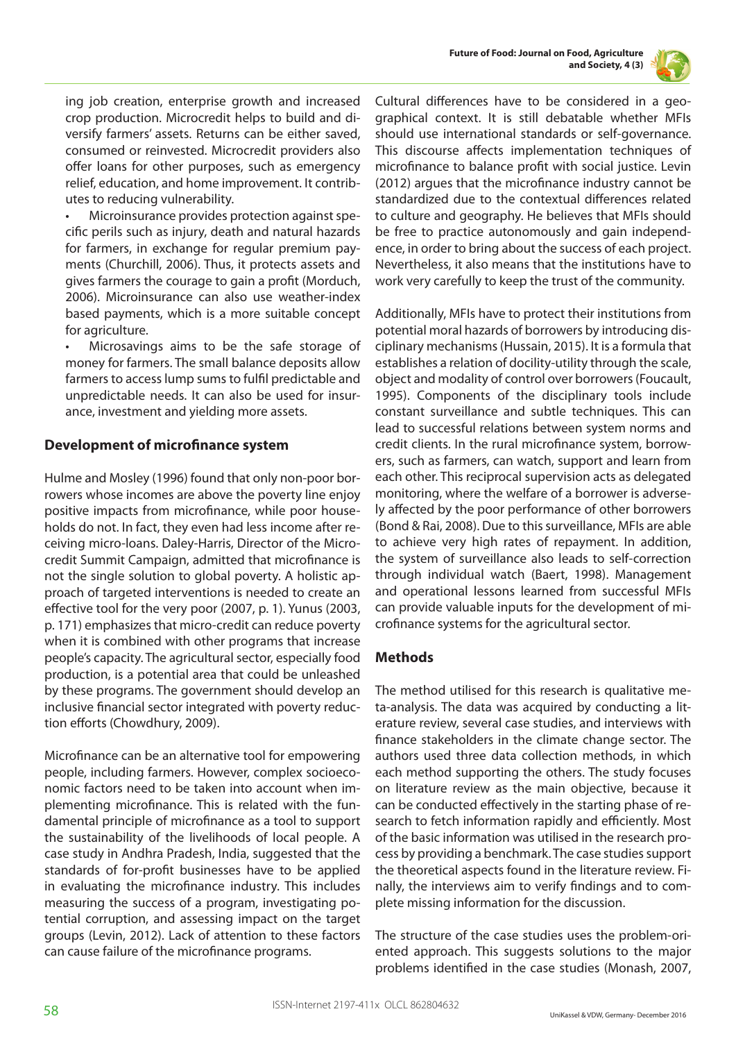ing job creation, enterprise growth and increased crop production. Microcredit helps to build and diversify farmers' assets. Returns can be either saved, consumed or reinvested. Microcredit providers also offer loans for other purposes, such as emergency relief, education, and home improvement. It contributes to reducing vulnerability.

- Microinsurance provides protection against specific perils such as injury, death and natural hazards for farmers, in exchange for regular premium payments (Churchill, 2006). Thus, it protects assets and gives farmers the courage to gain a profit (Morduch, 2006). Microinsurance can also use weather-index based payments, which is a more suitable concept for agriculture.
- Microsavings aims to be the safe storage of money for farmers. The small balance deposits allow farmers to access lump sums to fulfil predictable and unpredictable needs. It can also be used for insurance, investment and yielding more assets.

## Development of microfinance system

Hulme and Mosley (1996) found that only non-poor borrowers whose incomes are above the poverty line enjoy positive impacts from microfinance, while poor households do not. In fact, they even had less income after receiving micro-loans. Daley-Harris, Director of the Microcredit Summit Campaign, admitted that microfinance is not the single solution to global poverty. A holistic approach of targeted interventions is needed to create an effective tool for the very poor (2007, p. 1). Yunus (2003, p. 171) emphasizes that micro-credit can reduce poverty when it is combined with other programs that increase people's capacity. The agricultural sector, especially food production, is a potential area that could be unleashed by these programs. The government should develop an inclusive financial sector integrated with poverty reduction efforts (Chowdhury, 2009).

Microfinance can be an alternative tool for empowering people, including farmers. However, complex socioeconomic factors need to be taken into account when implementing microfinance. This is related with the fundamental principle of microfinance as a tool to support the sustainability of the livelihoods of local people. A case study in Andhra Pradesh, India, suggested that the standards of for-profit businesses have to be applied in evaluating the microfinance industry. This includes measuring the success of a program, investigating potential corruption, and assessing impact on the target groups (Levin, 2012). Lack of attention to these factors can cause failure of the microfinance programs.

Cultural differences have to be considered in a geographical context. It is still debatable whether MFIs should use international standards or self-governance. This discourse affects implementation techniques of microfinance to balance profit with social justice. Levin (2012) argues that the microfinance industry cannot be standardized due to the contextual differences related to culture and geography. He believes that MFIs should be free to practice autonomously and gain independence, in order to bring about the success of each project. Nevertheless, it also means that the institutions have to work very carefully to keep the trust of the community.

Additionally, MFIs have to protect their institutions from potential moral hazards of borrowers by introducing disciplinary mechanisms (Hussain, 2015). It is a formula that establishes a relation of docility-utility through the scale, object and modality of control over borrowers (Foucault, 1995). Components of the disciplinary tools include constant surveillance and subtle techniques. This can lead to successful relations between system norms and credit clients. In the rural microfinance system, borrowers, such as farmers, can watch, support and learn from each other. This reciprocal supervision acts as delegated monitoring, where the welfare of a borrower is adversely affected by the poor performance of other borrowers (Bond & Rai, 2008). Due to this surveillance, MFIs are able to achieve very high rates of repayment. In addition, the system of surveillance also leads to self-correction through individual watch (Baert, 1998). Management and operational lessons learned from successful MFIs can provide valuable inputs for the development of microfinance systems for the agricultural sector.

## Methods

The method utilised for this research is qualitative meta-analysis. The data was acquired by conducting a literature review, several case studies, and interviews with finance stakeholders in the climate change sector. The authors used three data collection methods, in which each method supporting the others. The study focuses on literature review as the main objective, because it can be conducted effectively in the starting phase of research to fetch information rapidly and efficiently. Most of the basic information was utilised in the research process by providing a benchmark. The case studies support the theoretical aspects found in the literature review. Finally, the interviews aim to verify findings and to complete missing information for the discussion.

The structure of the case studies uses the problem-oriented approach. This suggests solutions to the major problems identified in the case studies (Monash, 2007,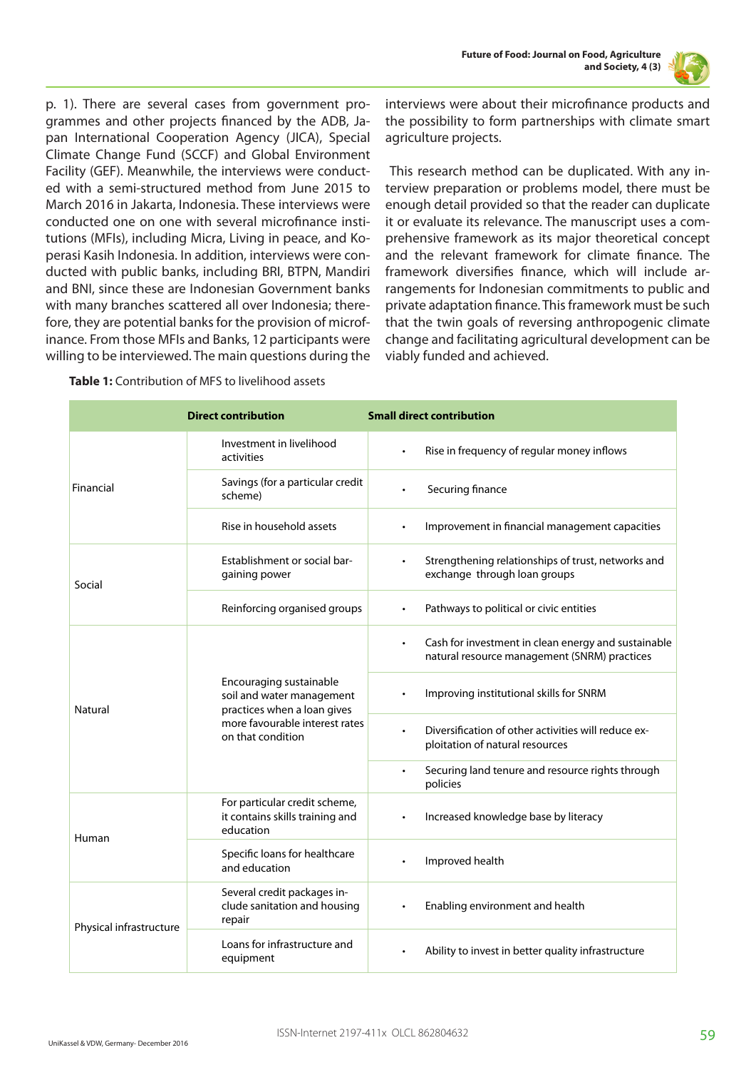p. 1). There are several cases from government programmes and other projects financed by the ADB, Japan International Cooperation Agency (JICA), Special Climate Change Fund (SCCF) and Global Environment Facility (GEF). Meanwhile, the interviews were conducted with a semi-structured method from June 2015 to March 2016 in Jakarta, Indonesia. These interviews were conducted one on one with several microfinance institutions (MFIs), including Micra, Living in peace, and Koperasi Kasih Indonesia. In addition, interviews were conducted with public banks, including BRI, BTPN, Mandiri and BNI, since these are Indonesian Government banks with many branches scattered all over Indonesia; therefore, they are potential banks for the provision of microfinance. From those MFIs and Banks, 12 participants were willing to be interviewed. The main questions during the interviews were about their microfinance products and the possibility to form partnerships with climate smart agriculture projects.

This research method can be duplicated. With any interview preparation or problems model, there must be enough detail provided so that the reader can duplicate it or evaluate its relevance. The manuscript uses a comprehensive framework as its major theoretical concept and the relevant framework for climate finance. The framework diversifies finance, which will include arrangements for Indonesian commitments to public and private adaptation finance. This framework must be such that the twin goals of reversing anthropogenic climate change and facilitating agricultural development can be viably funded and achieved.

**Table 1:** Contribution of MFS to livelihood assets

| | Direct contribution | Small direct contribution |
|---|---|---|
| Financial | Investment in livelihood activities | • Rise in frequency of regular money inflows |
| | Savings (for a particular credit scheme) | • Securing finance |
| | Rise in household assets | • Improvement in financial management capacities |
| Social | Establishment or social bargaining power | • Strengthening relationships of trust, networks and exchange through loan groups |
| | Reinforcing organised groups | • Pathways to political or civic entities |
| Natural | Encouraging sustainable soil and water management practices when a loan gives more favourable interest rates on that condition | • Cash for investment in clean energy and sustainable natural resource management (SNRM) practices |
| | | • Improving institutional skills for SNRM |
| | | • Diversification of other activities will reduce exploitation of natural resources |
| | | • Securing land tenure and resource rights through policies |
| Human | For particular credit scheme, it contains skills training and education | • Increased knowledge base by literacy |
| | Specific loans for healthcare and education | • Improved health |
| Physical infrastructure | Several credit packages include sanitation and housing repair | • Enabling environment and health |
| | Loans for infrastructure and equipment | • Ability to invest in better quality infrastructure |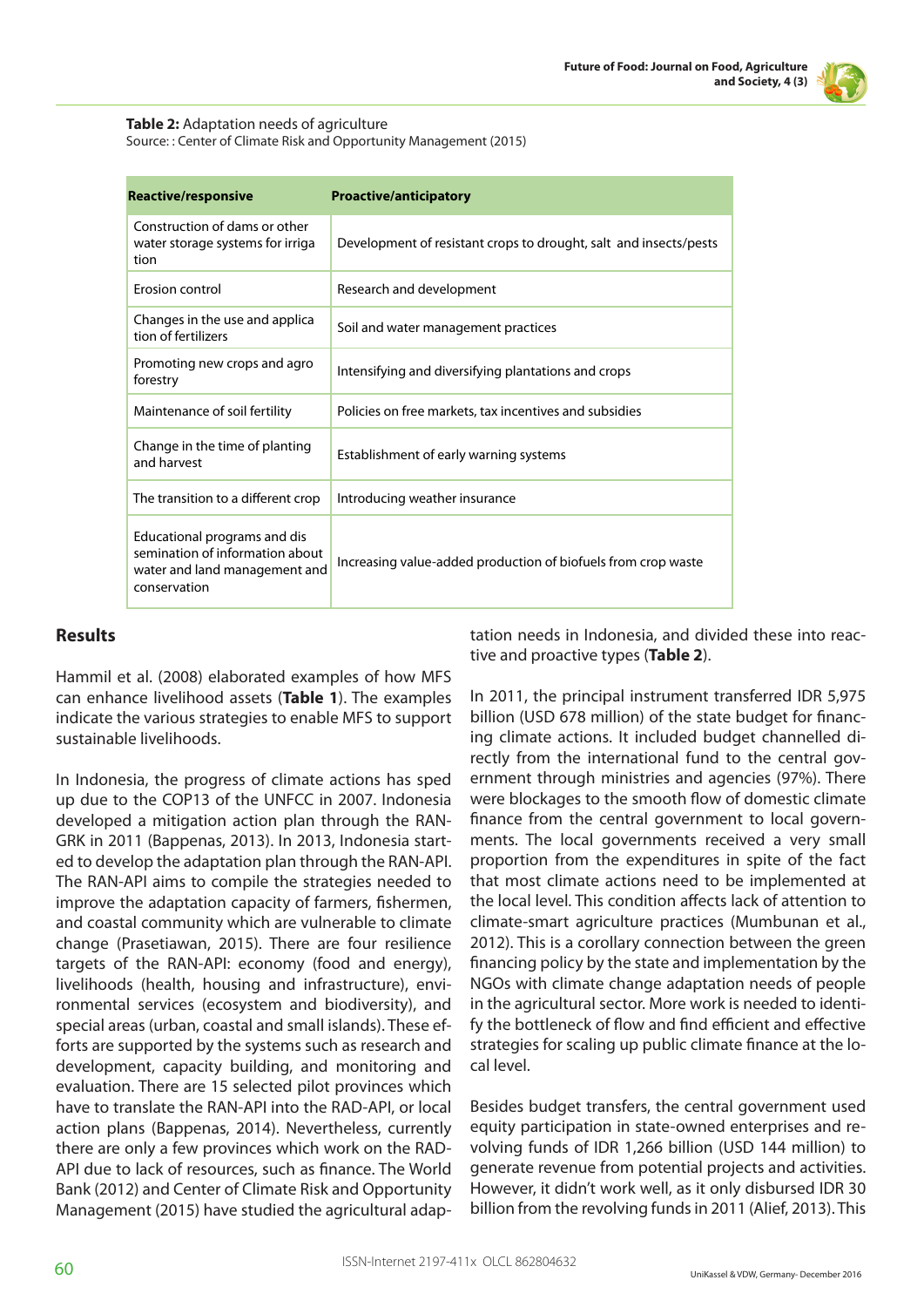**Table 2:** Adaptation needs of agriculture
Source: : Center of Climate Risk and Opportunity Management (2015)

| Reactive/responsive | Proactive/anticipatory |
|---|---|
| Construction of dams or other water storage systems for irriga tion | Development of resistant crops to drought, salt and insects/pests |
| Erosion control | Research and development |
| Changes in the use and applica tion of fertilizers | Soil and water management practices |
| Promoting new crops and agro forestry | Intensifying and diversifying plantations and crops |
| Maintenance of soil fertility | Policies on free markets, tax incentives and subsidies |
| Change in the time of planting and harvest | Establishment of early warning systems |
| The transition to a different crop | Introducing weather insurance |
| Educational programs and dis semination of information about water and land management and conservation | Increasing value-added production of biofuels from crop waste |

## Results

Hammil et al. (2008) elaborated examples of how MFS can enhance livelihood assets (**Table 1**). The examples indicate the various strategies to enable MFS to support sustainable livelihoods.

In Indonesia, the progress of climate actions has sped up due to the COP13 of the UNFCC in 2007. Indonesia developed a mitigation action plan through the RAN-GRK in 2011 (Bappenas, 2013). In 2013, Indonesia started to develop the adaptation plan through the RAN-API. The RAN-API aims to compile the strategies needed to improve the adaptation capacity of farmers, fishermen, and coastal community which are vulnerable to climate change (Prasetiawan, 2015). There are four resilience targets of the RAN-API: economy (food and energy), livelihoods (health, housing and infrastructure), environmental services (ecosystem and biodiversity), and special areas (urban, coastal and small islands). These efforts are supported by the systems such as research and development, capacity building, and monitoring and evaluation. There are 15 selected pilot provinces which have to translate the RAN-API into the RAD-API, or local action plans (Bappenas, 2014). Nevertheless, currently there are only a few provinces which work on the RAD-API due to lack of resources, such as finance. The World Bank (2012) and Center of Climate Risk and Opportunity Management (2015) have studied the agricultural adaptation needs in Indonesia, and divided these into reactive and proactive types (**Table 2**).

In 2011, the principal instrument transferred IDR 5,975 billion (USD 678 million) of the state budget for financing climate actions. It included budget channelled directly from the international fund to the central government through ministries and agencies (97%). There were blockages to the smooth flow of domestic climate finance from the central government to local governments. The local governments received a very small proportion from the expenditures in spite of the fact that most climate actions need to be implemented at the local level. This condition affects lack of attention to climate-smart agriculture practices (Mumbunan et al., 2012). This is a corollary connection between the green financing policy by the state and implementation by the NGOs with climate change adaptation needs of people in the agricultural sector. More work is needed to identify the bottleneck of flow and find efficient and effective strategies for scaling up public climate finance at the local level.

Besides budget transfers, the central government used equity participation in state-owned enterprises and revolving funds of IDR 1,266 billion (USD 144 million) to generate revenue from potential projects and activities. However, it didn't work well, as it only disbursed IDR 30 billion from the revolving funds in 2011 (Alief, 2013). This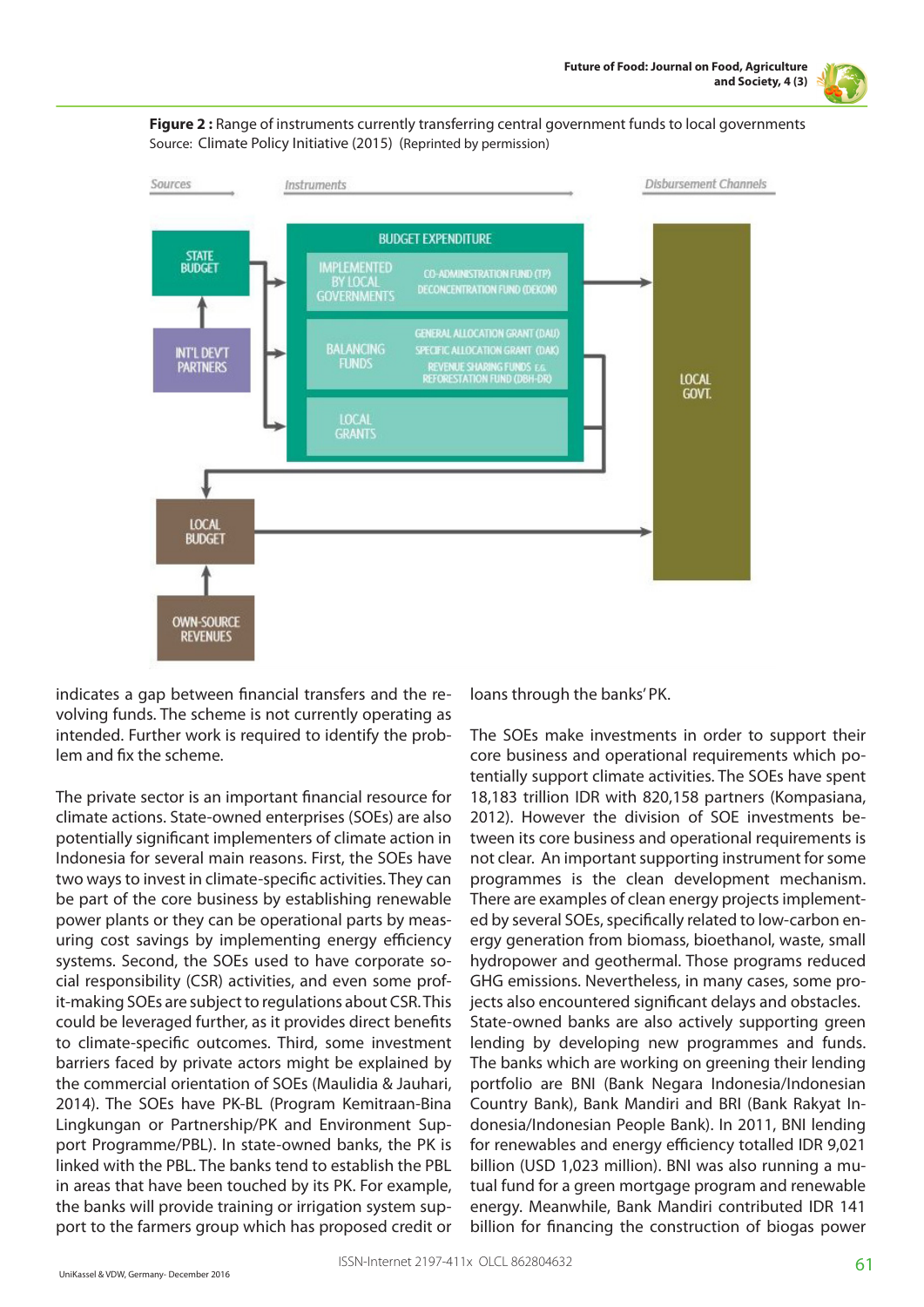**Figure 2 :** Range of instruments currently transferring central government funds to local governments
Source: Climate Policy Initiative (2015) (Reprinted by permission)

indicates a gap between financial transfers and the revolving funds. The scheme is not currently operating as intended. Further work is required to identify the problem and fix the scheme.

The private sector is an important financial resource for climate actions. State-owned enterprises (SOEs) are also potentially significant implementers of climate action in Indonesia for several main reasons. First, the SOEs have two ways to invest in climate-specific activities. They can be part of the core business by establishing renewable power plants or they can be operational parts by measuring cost savings by implementing energy efficiency systems. Second, the SOEs used to have corporate social responsibility (CSR) activities, and even some profit-making SOEs are subject to regulations about CSR. This could be leveraged further, as it provides direct benefits to climate-specific outcomes. Third, some investment barriers faced by private actors might be explained by the commercial orientation of SOEs (Maulidia & Jauhari, 2014). The SOEs have PK-BL (Program Kemitraan-Bina Lingkungan or Partnership/PK and Environment Support Programme/PBL). In state-owned banks, the PK is linked with the PBL. The banks tend to establish the PBL in areas that have been touched by its PK. For example, the banks will provide training or irrigation system support to the farmers group which has proposed credit or loans through the banks' PK.

The SOEs make investments in order to support their core business and operational requirements which potentially support climate activities. The SOEs have spent 18,183 trillion IDR with 820,158 partners (Kompasiana, 2012). However the division of SOE investments between its core business and operational requirements is not clear. An important supporting instrument for some programmes is the clean development mechanism. There are examples of clean energy projects implemented by several SOEs, specifically related to low-carbon energy generation from biomass, bioethanol, waste, small hydropower and geothermal. Those programs reduced GHG emissions. Nevertheless, in many cases, some projects also encountered significant delays and obstacles. State-owned banks are also actively supporting green lending by developing new programmes and funds. The banks which are working on greening their lending portfolio are BNI (Bank Negara Indonesia/Indonesian Country Bank), Bank Mandiri and BRI (Bank Rakyat Indonesia/Indonesian People Bank). In 2011, BNI lending for renewables and energy efficiency totalled IDR 9,021 billion (USD 1,023 million). BNI was also running a mutual fund for a green mortgage program and renewable energy. Meanwhile, Bank Mandiri contributed IDR 141 billion for financing the construction of biogas power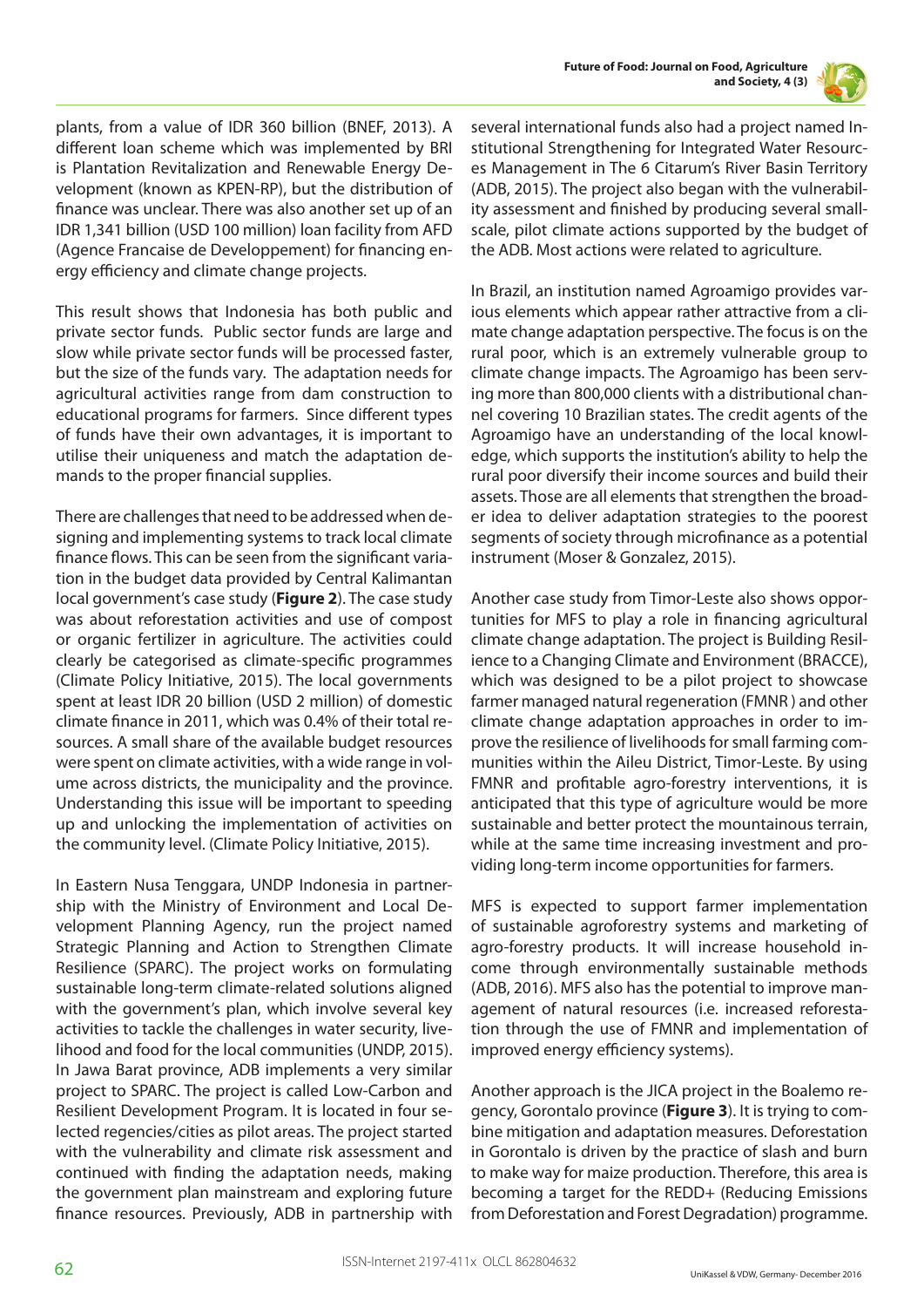plants, from a value of IDR 360 billion (BNEF, 2013). A different loan scheme which was implemented by BRI is Plantation Revitalization and Renewable Energy Development (known as KPEN-RP), but the distribution of finance was unclear. There was also another set up of an IDR 1,341 billion (USD 100 million) loan facility from AFD (Agence Francaise de Developpement) for financing energy efficiency and climate change projects.

This result shows that Indonesia has both public and private sector funds. Public sector funds are large and slow while private sector funds will be processed faster, but the size of the funds vary. The adaptation needs for agricultural activities range from dam construction to educational programs for farmers. Since different types of funds have their own advantages, it is important to utilise their uniqueness and match the adaptation demands to the proper financial supplies.

There are challenges that need to be addressed when designing and implementing systems to track local climate finance flows. This can be seen from the significant variation in the budget data provided by Central Kalimantan local government's case study (**Figure 2**). The case study was about reforestation activities and use of compost or organic fertilizer in agriculture. The activities could clearly be categorised as climate-specific programmes (Climate Policy Initiative, 2015). The local governments spent at least IDR 20 billion (USD 2 million) of domestic climate finance in 2011, which was 0.4% of their total resources. A small share of the available budget resources were spent on climate activities, with a wide range in volume across districts, the municipality and the province. Understanding this issue will be important to speeding up and unlocking the implementation of activities on the community level. (Climate Policy Initiative, 2015).

In Eastern Nusa Tenggara, UNDP Indonesia in partnership with the Ministry of Environment and Local Development Planning Agency, run the project named Strategic Planning and Action to Strengthen Climate Resilience (SPARC). The project works on formulating sustainable long-term climate-related solutions aligned with the government's plan, which involve several key activities to tackle the challenges in water security, livelihood and food for the local communities (UNDP, 2015). In Jawa Barat province, ADB implements a very similar project to SPARC. The project is called Low-Carbon and Resilient Development Program. It is located in four selected regencies/cities as pilot areas. The project started with the vulnerability and climate risk assessment and continued with finding the adaptation needs, making the government plan mainstream and exploring future finance resources. Previously, ADB in partnership with several international funds also had a project named Institutional Strengthening for Integrated Water Resources Management in The 6 Citarum's River Basin Territory (ADB, 2015). The project also began with the vulnerability assessment and finished by producing several small-scale, pilot climate actions supported by the budget of the ADB. Most actions were related to agriculture.

In Brazil, an institution named Agroamigo provides various elements which appear rather attractive from a climate change adaptation perspective. The focus is on the rural poor, which is an extremely vulnerable group to climate change impacts. The Agroamigo has been serving more than 800,000 clients with a distributional channel covering 10 Brazilian states. The credit agents of the Agroamigo have an understanding of the local knowledge, which supports the institution's ability to help the rural poor diversify their income sources and build their assets. Those are all elements that strengthen the broader idea to deliver adaptation strategies to the poorest segments of society through microfinance as a potential instrument (Moser & Gonzalez, 2015).

Another case study from Timor-Leste also shows opportunities for MFS to play a role in financing agricultural climate change adaptation. The project is Building Resilience to a Changing Climate and Environment (BRACCE), which was designed to be a pilot project to showcase farmer managed natural regeneration (FMNR ) and other climate change adaptation approaches in order to improve the resilience of livelihoods for small farming communities within the Aileu District, Timor-Leste. By using FMNR and profitable agro-forestry interventions, it is anticipated that this type of agriculture would be more sustainable and better protect the mountainous terrain, while at the same time increasing investment and providing long-term income opportunities for farmers.

MFS is expected to support farmer implementation of sustainable agroforestry systems and marketing of agro-forestry products. It will increase household income through environmentally sustainable methods (ADB, 2016). MFS also has the potential to improve management of natural resources (i.e. increased reforestation through the use of FMNR and implementation of improved energy efficiency systems).

Another approach is the JICA project in the Boalemo regency, Gorontalo province (**Figure 3**). It is trying to combine mitigation and adaptation measures. Deforestation in Gorontalo is driven by the practice of slash and burn to make way for maize production. Therefore, this area is becoming a target for the REDD+ (Reducing Emissions from Deforestation and Forest Degradation) programme.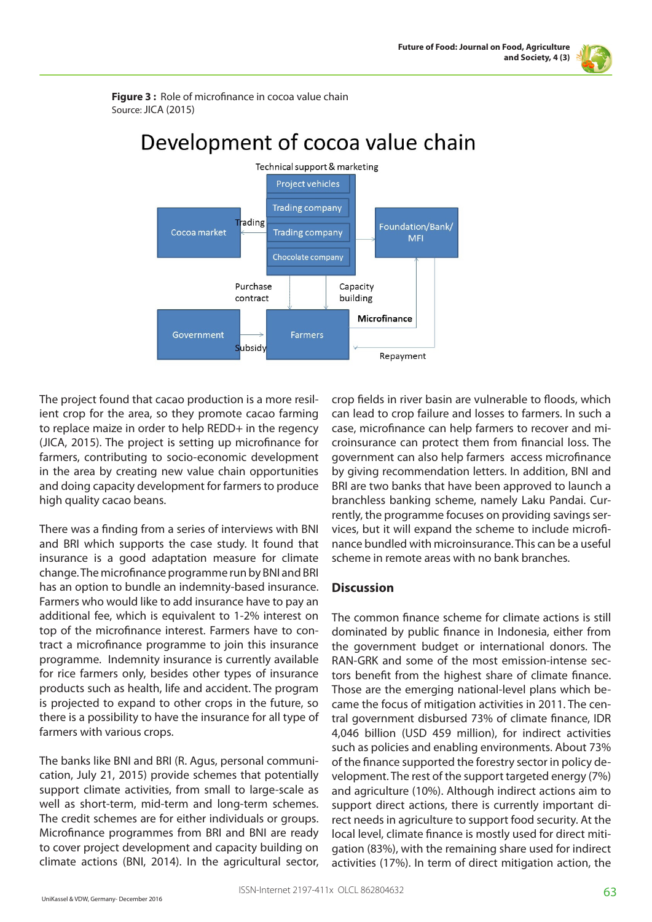**Figure 3 :** Role of microfinance in cocoa value chain
Source: JICA (2015)

The project found that cacao production is a more resilient crop for the area, so they promote cacao farming to replace maize in order to help REDD+ in the regency (JICA, 2015). The project is setting up microfinance for farmers, contributing to socio-economic development in the area by creating new value chain opportunities and doing capacity development for farmers to produce high quality cacao beans.

There was a finding from a series of interviews with BNI and BRI which supports the case study. It found that insurance is a good adaptation measure for climate change. The microfinance programme run by BNI and BRI has an option to bundle an indemnity-based insurance. Farmers who would like to add insurance have to pay an additional fee, which is equivalent to 1-2% interest on top of the microfinance interest. Farmers have to contract a microfinance programme to join this insurance programme. Indemnity insurance is currently available for rice farmers only, besides other types of insurance products such as health, life and accident. The program is projected to expand to other crops in the future, so there is a possibility to have the insurance for all type of farmers with various crops.

The banks like BNI and BRI (R. Agus, personal communication, July 21, 2015) provide schemes that potentially support climate activities, from small to large-scale as well as short-term, mid-term and long-term schemes. The credit schemes are for either individuals or groups. Microfinance programmes from BRI and BNI are ready to cover project development and capacity building on climate actions (BNI, 2014). In the agricultural sector, crop fields in river basin are vulnerable to floods, which can lead to crop failure and losses to farmers. In such a case, microfinance can help farmers to recover and microinsurance can protect them from financial loss. The government can also help farmers access microfinance by giving recommendation letters. In addition, BNI and BRI are two banks that have been approved to launch a branchless banking scheme, namely Laku Pandai. Currently, the programme focuses on providing savings services, but it will expand the scheme to include microfinance bundled with microinsurance. This can be a useful scheme in remote areas with no bank branches.

## Discussion

The common finance scheme for climate actions is still dominated by public finance in Indonesia, either from the government budget or international donors. The RAN-GRK and some of the most emission-intense sectors benefit from the highest share of climate finance. Those are the emerging national-level plans which became the focus of mitigation activities in 2011. The central government disbursed 73% of climate finance, IDR 4,046 billion (USD 459 million), for indirect activities such as policies and enabling environments. About 73% of the finance supported the forestry sector in policy development. The rest of the support targeted energy (7%) and agriculture (10%). Although indirect actions aim to support direct actions, there is currently important direct needs in agriculture to support food security. At the local level, climate finance is mostly used for direct mitigation (83%), with the remaining share used for indirect activities (17%). In term of direct mitigation action, the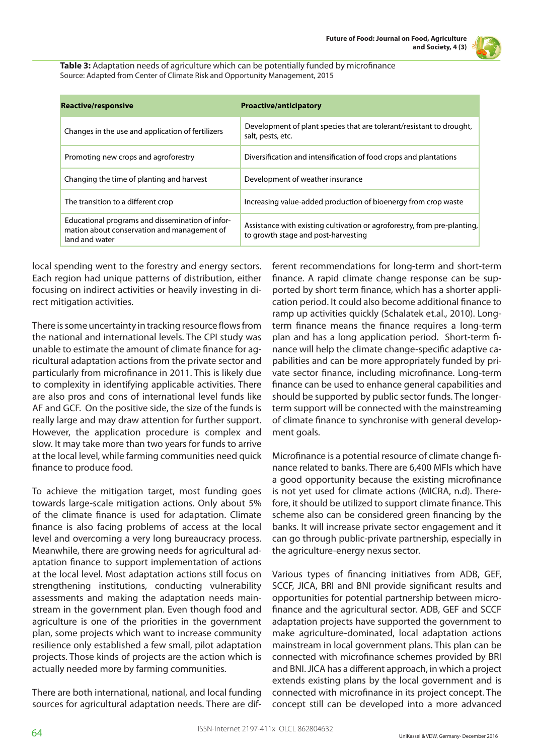**Table 3:** Adaptation needs of agriculture which can be potentially funded by microfinance
Source: Adapted from Center of Climate Risk and Opportunity Management, 2015

| Reactive/responsive | Proactive/anticipatory |
|---|---|
| Changes in the use and application of fertilizers | Development of plant species that are tolerant/resistant to drought, salt, pests, etc. |
| Promoting new crops and agroforestry | Diversification and intensification of food crops and plantations |
| Changing the time of planting and harvest | Development of weather insurance |
| The transition to a different crop | Increasing value-added production of bioenergy from crop waste |
| Educational programs and dissemination of information about conservation and management of land and water | Assistance with existing cultivation or agroforestry, from pre-planting, to growth stage and post-harvesting |

local spending went to the forestry and energy sectors. Each region had unique patterns of distribution, either focusing on indirect activities or heavily investing in direct mitigation activities.

There is some uncertainty in tracking resource flows from the national and international levels. The CPI study was unable to estimate the amount of climate finance for agricultural adaptation actions from the private sector and particularly from microfinance in 2011. This is likely due to complexity in identifying applicable activities. There are also pros and cons of international level funds like AF and GCF. On the positive side, the size of the funds is really large and may draw attention for further support. However, the application procedure is complex and slow. It may take more than two years for funds to arrive at the local level, while farming communities need quick finance to produce food.

To achieve the mitigation target, most funding goes towards large-scale mitigation actions. Only about 5% of the climate finance is used for adaptation. Climate finance is also facing problems of access at the local level and overcoming a very long bureaucracy process. Meanwhile, there are growing needs for agricultural adaptation finance to support implementation of actions at the local level. Most adaptation actions still focus on strengthening institutions, conducting vulnerability assessments and making the adaptation needs mainstream in the government plan. Even though food and agriculture is one of the priorities in the government plan, some projects which want to increase community resilience only established a few small, pilot adaptation projects. Those kinds of projects are the action which is actually needed more by farming communities.

There are both international, national, and local funding sources for agricultural adaptation needs. There are different recommendations for long-term and short-term finance. A rapid climate change response can be supported by short term finance, which has a shorter application period. It could also become additional finance to ramp up activities quickly (Schalatek et.al., 2010). Long-term finance means the finance requires a long-term plan and has a long application period. Short-term finance will help the climate change-specific adaptive capabilities and can be more appropriately funded by private sector finance, including microfinance. Long-term finance can be used to enhance general capabilities and should be supported by public sector funds. The longer-term support will be connected with the mainstreaming of climate finance to synchronise with general development goals.

Microfinance is a potential resource of climate change finance related to banks. There are 6,400 MFIs which have a good opportunity because the existing microfinance is not yet used for climate actions (MICRA, n.d). Therefore, it should be utilized to support climate finance. This scheme also can be considered green financing by the banks. It will increase private sector engagement and it can go through public-private partnership, especially in the agriculture-energy nexus sector.

Various types of financing initiatives from ADB, GEF, SCCF, JICA, BRI and BNI provide significant results and opportunities for potential partnership between microfinance and the agricultural sector. ADB, GEF and SCCF adaptation projects have supported the government to make agriculture-dominated, local adaptation actions mainstream in local government plans. This plan can be connected with microfinance schemes provided by BRI and BNI. JICA has a different approach, in which a project extends existing plans by the local government and is connected with microfinance in its project concept. The concept still can be developed into a more advanced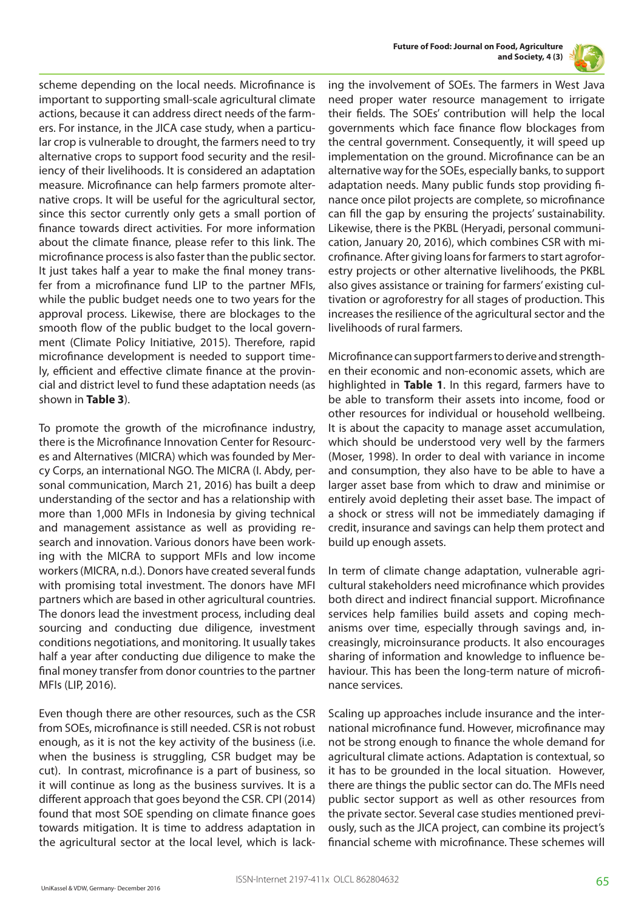scheme depending on the local needs. Microfinance is important to supporting small-scale agricultural climate actions, because it can address direct needs of the farmers. For instance, in the JICA case study, when a particular crop is vulnerable to drought, the farmers need to try alternative crops to support food security and the resiliency of their livelihoods. It is considered an adaptation measure. Microfinance can help farmers promote alternative crops. It will be useful for the agricultural sector, since this sector currently only gets a small portion of finance towards direct activities. For more information about the climate finance, please refer to this link. The microfinance process is also faster than the public sector. It just takes half a year to make the final money transfer from a microfinance fund LIP to the partner MFIs, while the public budget needs one to two years for the approval process. Likewise, there are blockages to the smooth flow of the public budget to the local government (Climate Policy Initiative, 2015). Therefore, rapid microfinance development is needed to support timely, efficient and effective climate finance at the provincial and district level to fund these adaptation needs (as shown in **Table 3**).

To promote the growth of the microfinance industry, there is the Microfinance Innovation Center for Resources and Alternatives (MICRA) which was founded by Mercy Corps, an international NGO. The MICRA (I. Abdy, personal communication, March 21, 2016) has built a deep understanding of the sector and has a relationship with more than 1,000 MFIs in Indonesia by giving technical and management assistance as well as providing research and innovation. Various donors have been working with the MICRA to support MFIs and low income workers (MICRA, n.d.). Donors have created several funds with promising total investment. The donors have MFI partners which are based in other agricultural countries. The donors lead the investment process, including deal sourcing and conducting due diligence, investment conditions negotiations, and monitoring. It usually takes half a year after conducting due diligence to make the final money transfer from donor countries to the partner MFIs (LIP, 2016).

Even though there are other resources, such as the CSR from SOEs, microfinance is still needed. CSR is not robust enough, as it is not the key activity of the business (i.e. when the business is struggling, CSR budget may be cut). In contrast, microfinance is a part of business, so it will continue as long as the business survives. It is a different approach that goes beyond the CSR. CPI (2014) found that most SOE spending on climate finance goes towards mitigation. It is time to address adaptation in the agricultural sector at the local level, which is lacking the involvement of SOEs. The farmers in West Java need proper water resource management to irrigate their fields. The SOEs' contribution will help the local governments which face finance flow blockages from the central government. Consequently, it will speed up implementation on the ground. Microfinance can be an alternative way for the SOEs, especially banks, to support adaptation needs. Many public funds stop providing finance once pilot projects are complete, so microfinance can fill the gap by ensuring the projects' sustainability. Likewise, there is the PKBL (Heryadi, personal communication, January 20, 2016), which combines CSR with microfinance. After giving loans for farmers to start agroforestry projects or other alternative livelihoods, the PKBL also gives assistance or training for farmers' existing cultivation or agroforestry for all stages of production. This increases the resilience of the agricultural sector and the livelihoods of rural farmers.

Microfinance can support farmers to derive and strengthen their economic and non-economic assets, which are highlighted in **Table 1**. In this regard, farmers have to be able to transform their assets into income, food or other resources for individual or household wellbeing. It is about the capacity to manage asset accumulation, which should be understood very well by the farmers (Moser, 1998). In order to deal with variance in income and consumption, they also have to be able to have a larger asset base from which to draw and minimise or entirely avoid depleting their asset base. The impact of a shock or stress will not be immediately damaging if credit, insurance and savings can help them protect and build up enough assets.

In term of climate change adaptation, vulnerable agricultural stakeholders need microfinance which provides both direct and indirect financial support. Microfinance services help families build assets and coping mechanisms over time, especially through savings and, increasingly, microinsurance products. It also encourages sharing of information and knowledge to influence behaviour. This has been the long-term nature of microfinance services.

Scaling up approaches include insurance and the international microfinance fund. However, microfinance may not be strong enough to finance the whole demand for agricultural climate actions. Adaptation is contextual, so it has to be grounded in the local situation. However, there are things the public sector can do. The MFIs need public sector support as well as other resources from the private sector. Several case studies mentioned previously, such as the JICA project, can combine its project's financial scheme with microfinance. These schemes will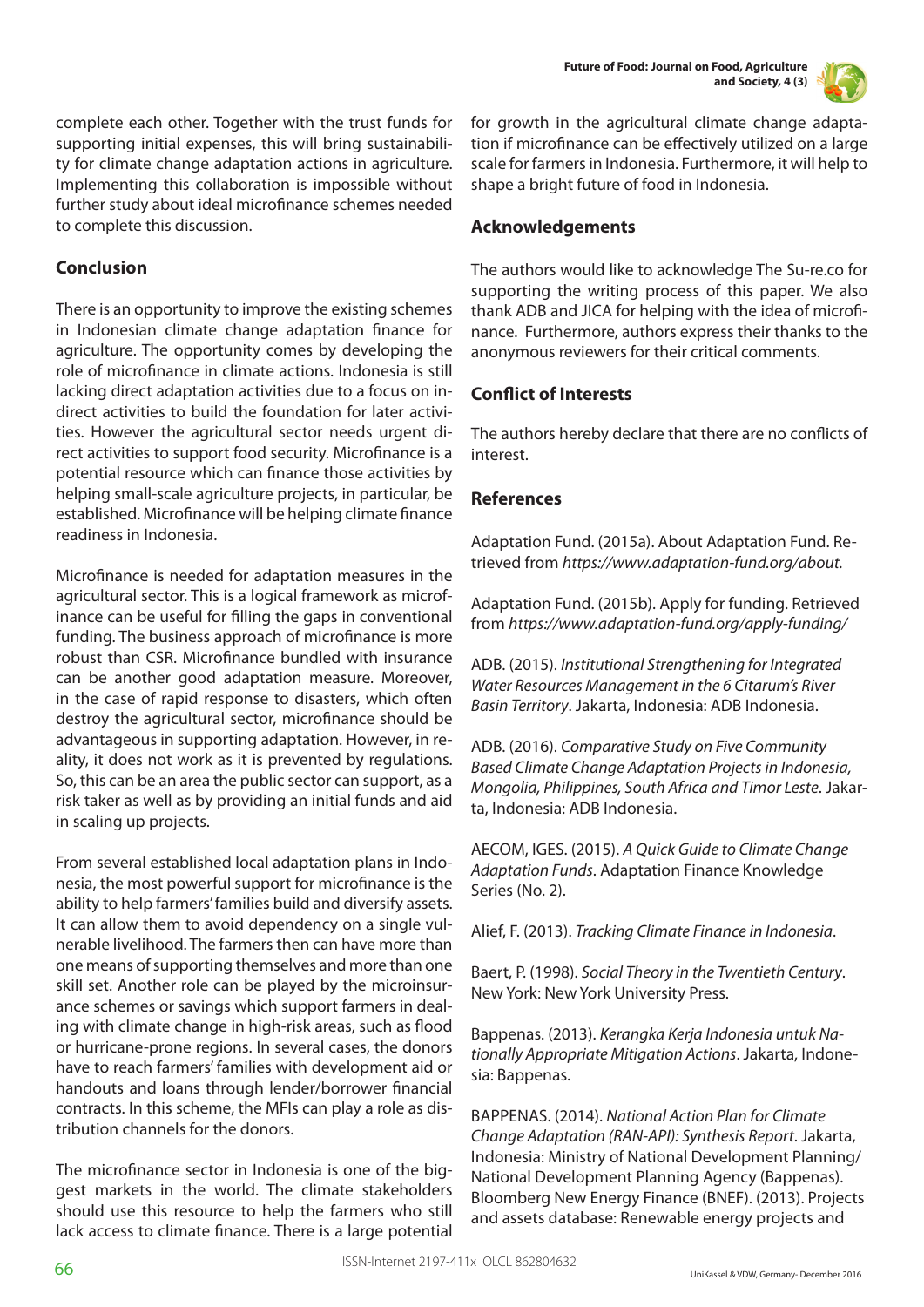complete each other. Together with the trust funds for supporting initial expenses, this will bring sustainability for climate change adaptation actions in agriculture. Implementing this collaboration is impossible without further study about ideal microfinance schemes needed to complete this discussion.

## Conclusion

There is an opportunity to improve the existing schemes in Indonesian climate change adaptation finance for agriculture. The opportunity comes by developing the role of microfinance in climate actions. Indonesia is still lacking direct adaptation activities due to a focus on indirect activities to build the foundation for later activities. However the agricultural sector needs urgent direct activities to support food security. Microfinance is a potential resource which can finance those activities by helping small-scale agriculture projects, in particular, be established. Microfinance will be helping climate finance readiness in Indonesia.

Microfinance is needed for adaptation measures in the agricultural sector. This is a logical framework as microfinance can be useful for filling the gaps in conventional funding. The business approach of microfinance is more robust than CSR. Microfinance bundled with insurance can be another good adaptation measure. Moreover, in the case of rapid response to disasters, which often destroy the agricultural sector, microfinance should be advantageous in supporting adaptation. However, in reality, it does not work as it is prevented by regulations. So, this can be an area the public sector can support, as a risk taker as well as by providing an initial funds and aid in scaling up projects.

From several established local adaptation plans in Indonesia, the most powerful support for microfinance is the ability to help farmers' families build and diversify assets. It can allow them to avoid dependency on a single vulnerable livelihood. The farmers then can have more than one means of supporting themselves and more than one skill set. Another role can be played by the microinsurance schemes or savings which support farmers in dealing with climate change in high-risk areas, such as flood or hurricane-prone regions. In several cases, the donors have to reach farmers' families with development aid or handouts and loans through lender/borrower financial contracts. In this scheme, the MFIs can play a role as distribution channels for the donors.

The microfinance sector in Indonesia is one of the biggest markets in the world. The climate stakeholders should use this resource to help the farmers who still lack access to climate finance. There is a large potential for growth in the agricultural climate change adaptation if microfinance can be effectively utilized on a large scale for farmers in Indonesia. Furthermore, it will help to shape a bright future of food in Indonesia.

## Acknowledgements

The authors would like to acknowledge The Su-re.co for supporting the writing process of this paper. We also thank ADB and JICA for helping with the idea of microfinance. Furthermore, authors express their thanks to the anonymous reviewers for their critical comments.

## Conflict of Interests

The authors hereby declare that there are no conflicts of interest.

## References

Adaptation Fund. (2015a). About Adaptation Fund. Retrieved from *https://www.adaptation-fund.org/about.*

Adaptation Fund. (2015b). Apply for funding. Retrieved from *https://www.adaptation-fund.org/apply-funding/*

ADB. (2015). *Institutional Strengthening for Integrated Water Resources Management in the 6 Citarum's River Basin Territory*. Jakarta, Indonesia: ADB Indonesia.

ADB. (2016). *Comparative Study on Five Community Based Climate Change Adaptation Projects in Indonesia, Mongolia, Philippines, South Africa and Timor Leste.* Jakarta, Indonesia: ADB Indonesia.

AECOM, IGES. (2015). *A Quick Guide to Climate Change Adaptation Funds*. Adaptation Finance Knowledge Series (No. 2).

Alief, F. (2013). *Tracking Climate Finance in Indonesia*.

Baert, P. (1998). *Social Theory in the Twentieth Century*. New York: New York University Press.

Bappenas. (2013). *Kerangka Kerja Indonesia untuk Nationally Appropriate Mitigation Actions*. Jakarta, Indonesia: Bappenas.

BAPPENAS. (2014). *National Action Plan for Climate Change Adaptation (RAN-API): Synthesis Report*. Jakarta, Indonesia: Ministry of National Development Planning/National Development Planning Agency (Bappenas).

Bloomberg New Energy Finance (BNEF). (2013). Projects and assets database: Renewable energy projects and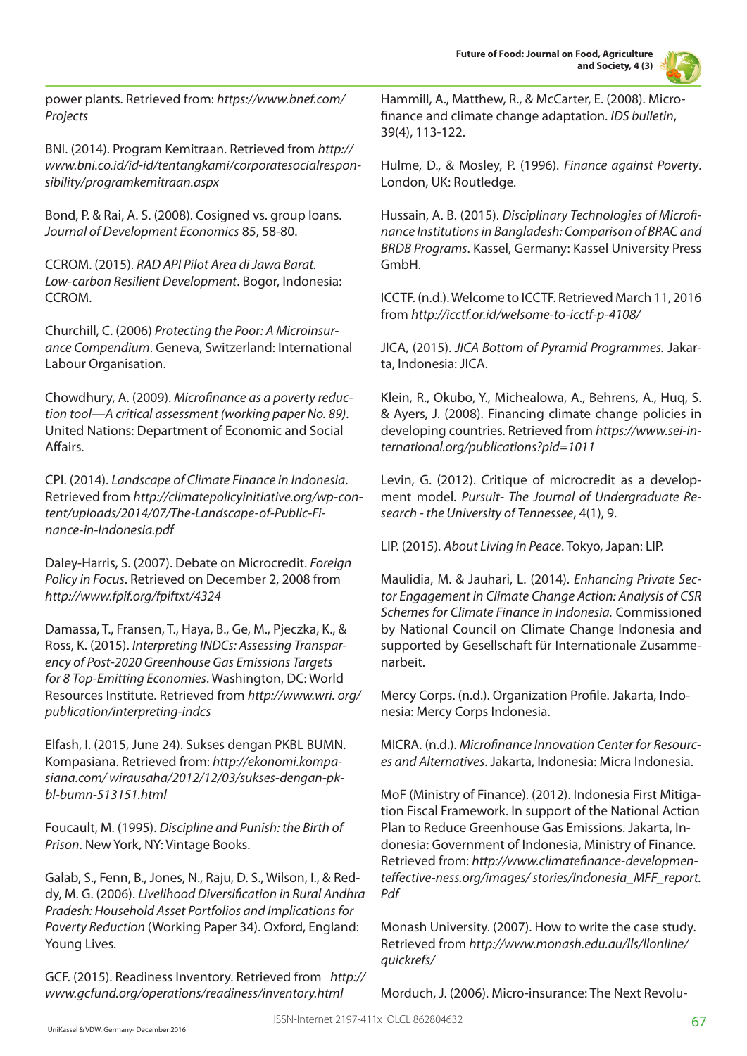power plants. Retrieved from: *https://www.bnef.com/Projects*

BNI. (2014). Program Kemitraan. Retrieved from *http://www.bni.co.id/id-id/tentangkami/corporatesocialresponsibility/programkemitraan.aspx*

Bond, P. & Rai, A. S. (2008). Cosigned vs. group loans. *Journal of Development Economics* 85, 58-80.

CCROM. (2015). *RAD API Pilot Area di Jawa Barat. Low-carbon Resilient Development*. Bogor, Indonesia: CCROM.

Churchill, C. (2006) *Protecting the Poor: A Microinsurance Compendium*. Geneva, Switzerland: International Labour Organisation.

Chowdhury, A. (2009). *Microfinance as a poverty reduction tool—A critical assessment (working paper No. 89)*. United Nations: Department of Economic and Social Affairs.

CPI. (2014). *Landscape of Climate Finance in Indonesia*. Retrieved from *http://climatepolicyinitiative.org/wp-content/uploads/2014/07/The-Landscape-of-Public-Finance-in-Indonesia.pdf*

Daley-Harris, S. (2007). Debate on Microcredit. *Foreign Policy in Focus*. Retrieved on December 2, 2008 from *http://www.fpif.org/fpiftxt/4324*

Damassa, T., Fransen, T., Haya, B., Ge, M., Pjeczka, K., & Ross, K. (2015). *Interpreting INDCs: Assessing Transparency of Post-2020 Greenhouse Gas Emissions Targets for 8 Top-Emitting Economies*. Washington, DC: World Resources Institute. Retrieved from *http://www.wri. org/publication/interpreting-indcs*

Elfash, I. (2015, June 24). Sukses dengan PKBL BUMN. Kompasiana. Retrieved from: *http://ekonomi.kompasiana.com/ wirausaha/2012/12/03/sukses-dengan-pkbl-bumn-513151.html*

Foucault, M. (1995). *Discipline and Punish: the Birth of Prison*. New York, NY: Vintage Books.

Galab, S., Fenn, B., Jones, N., Raju, D. S., Wilson, I., & Reddy, M. G. (2006). *Livelihood Diversification in Rural Andhra Pradesh: Household Asset Portfolios and Implications for Poverty Reduction* (Working Paper 34). Oxford, England: Young Lives.

GCF. (2015). Readiness Inventory. Retrieved from *http://www.gcfund.org/operations/readiness/inventory.html*

Hammill, A., Matthew, R., & McCarter, E. (2008). Microfinance and climate change adaptation. *IDS bulletin*, 39(4), 113-122.

Hulme, D., & Mosley, P. (1996). *Finance against Poverty*. London, UK: Routledge.

Hussain, A. B. (2015). *Disciplinary Technologies of Microfinance Institutions in Bangladesh: Comparison of BRAC and BRDB Programs*. Kassel, Germany: Kassel University Press GmbH.

ICCTF. (n.d.). Welcome to ICCTF. Retrieved March 11, 2016 from *http://icctf.or.id/welsome-to-icctf-p-4108/*

JICA, (2015). *JICA Bottom of Pyramid Programmes.* Jakarta, Indonesia: JICA.

Klein, R., Okubo, Y., Michealowa, A., Behrens, A., Huq, S. & Ayers, J. (2008). Financing climate change policies in developing countries. Retrieved from *https://www.sei-international.org/publications?pid=1011*

Levin, G. (2012). Critique of microcredit as a development model. *Pursuit- The Journal of Undergraduate Research - the University of Tennessee*, 4(1), 9.

LIP. (2015). *About Living in Peace*. Tokyo, Japan: LIP.

Maulidia, M. & Jauhari, L. (2014). *Enhancing Private Sector Engagement in Climate Change Action: Analysis of CSR Schemes for Climate Finance in Indonesia.* Commissioned by National Council on Climate Change Indonesia and supported by Gesellschaft für Internationale Zusammenarbeit.

Mercy Corps. (n.d.). Organization Profile. Jakarta, Indonesia: Mercy Corps Indonesia.

MICRA. (n.d.). *Microfinance Innovation Center for Resources and Alternatives*. Jakarta, Indonesia: Micra Indonesia.

MoF (Ministry of Finance). (2012). Indonesia First Mitigation Fiscal Framework. In support of the National Action Plan to Reduce Greenhouse Gas Emissions. Jakarta, Indonesia: Government of Indonesia, Ministry of Finance. Retrieved from: *http://www.climatefinance-developmenteffective-ness.org/images/ stories/Indonesia_MFF_report.Pdf*

Monash University. (2007). How to write the case study. Retrieved from *http://www.monash.edu.au/lls/llonline/quickrefs/*

Morduch, J. (2006). Micro-insurance: The Next Revolu-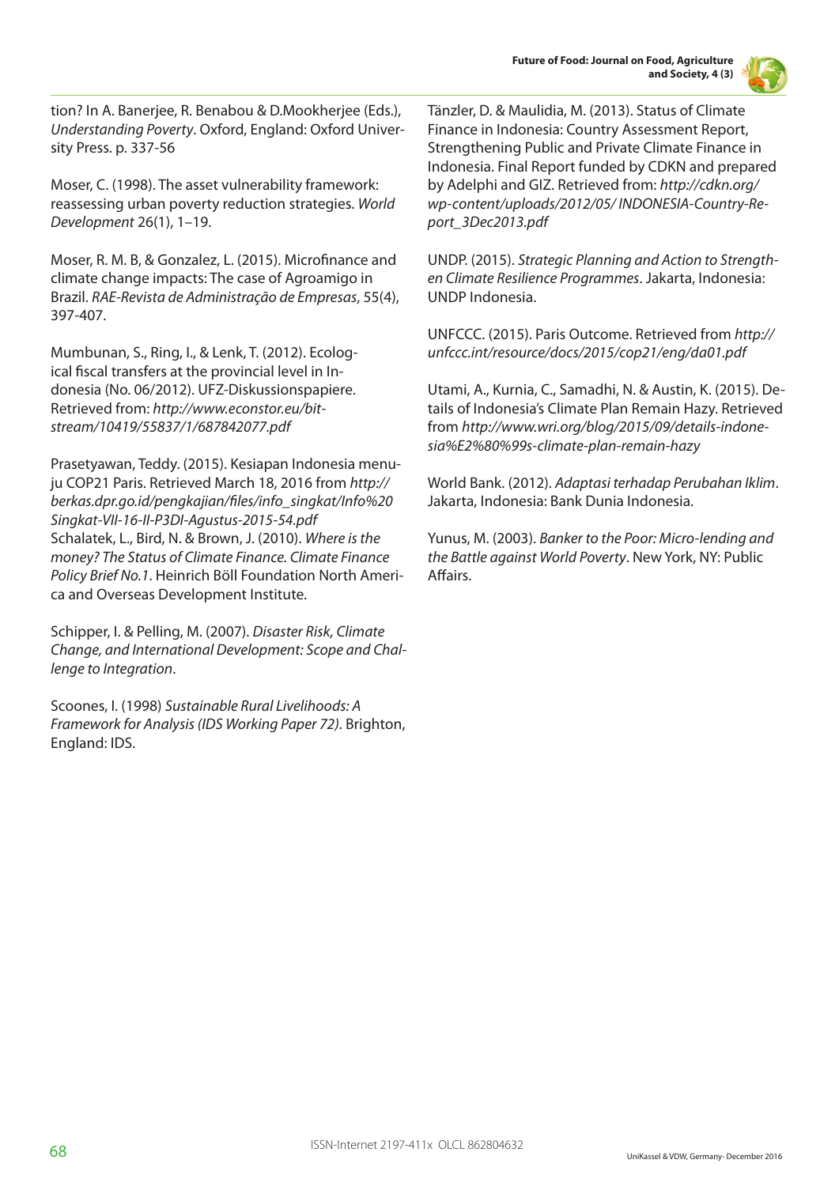tion? In A. Banerjee, R. Benabou & D.Mookherjee (Eds.), *Understanding Poverty*. Oxford, England: Oxford University Press. p. 337-56

Moser, C. (1998). The asset vulnerability framework: reassessing urban poverty reduction strategies. *World Development* 26(1), 1–19.

Moser, R. M. B, & Gonzalez, L. (2015). Microfinance and climate change impacts: The case of Agroamigo in Brazil. *RAE-Revista de Administração de Empresas*, 55(4), 397-407.

Mumbunan, S., Ring, I., & Lenk, T. (2012). Ecological fiscal transfers at the provincial level in Indonesia (No. 06/2012). UFZ-Diskussionspapiere. Retrieved from: *http://www.econstor.eu/bitstream/10419/55837/1/687842077.pdf*

Prasetyawan, Teddy. (2015). Kesiapan Indonesia menuju COP21 Paris. Retrieved March 18, 2016 from *http://berkas.dpr.go.id/pengkajian/files/info_singkat/Info%20Singkat-VII-16-II-P3DI-Agustus-2015-54.pdf*

Schalatek, L., Bird, N. & Brown, J. (2010). *Where is the money? The Status of Climate Finance. Climate Finance Policy Brief No.1*. Heinrich Böll Foundation North America and Overseas Development Institute.

Schipper, I. & Pelling, M. (2007). *Disaster Risk, Climate Change, and International Development: Scope and Challenge to Integration*.

Scoones, I. (1998) *Sustainable Rural Livelihoods: A Framework for Analysis (IDS Working Paper 72)*. Brighton, England: IDS.

Tänzler, D. & Maulidia, M. (2013). Status of Climate Finance in Indonesia: Country Assessment Report, Strengthening Public and Private Climate Finance in Indonesia. Final Report funded by CDKN and prepared by Adelphi and GIZ. Retrieved from: *http://cdkn.org/wp-content/uploads/2012/05/ INDONESIA-Country-Report_3Dec2013.pdf*

UNDP. (2015). *Strategic Planning and Action to Strengthen Climate Resilience Programmes*. Jakarta, Indonesia: UNDP Indonesia.

UNFCCC. (2015). Paris Outcome. Retrieved from *http://unfccc.int/resource/docs/2015/cop21/eng/da01.pdf*

Utami, A., Kurnia, C., Samadhi, N. & Austin, K. (2015). Details of Indonesia's Climate Plan Remain Hazy. Retrieved from *http://www.wri.org/blog/2015/09/details-indonesia%E2%80%99s-climate-plan-remain-hazy*

World Bank. (2012). *Adaptasi terhadap Perubahan Iklim*. Jakarta, Indonesia: Bank Dunia Indonesia.

Yunus, M. (2003). *Banker to the Poor: Micro-lending and the Battle against World Poverty*. New York, NY: Public Affairs.